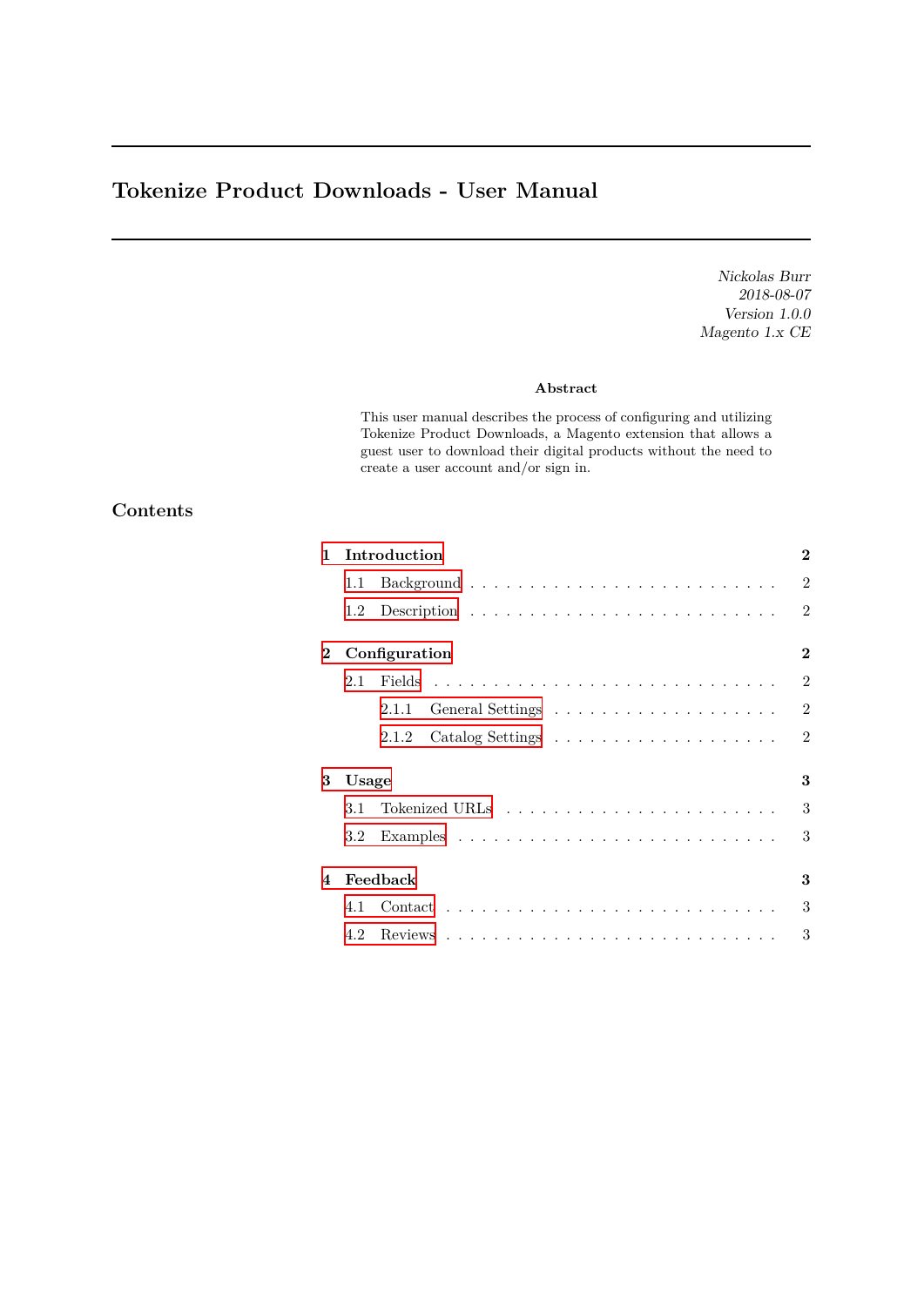# Tokenize Product Downloads - User Manual

*Nickolas Burr*
*2018-08-07*
*Version 1.0.0*
*Magento 1.x CE*

**Abstract**

This user manual describes the process of configuring and utilizing Tokenize Product Downloads, a Magento extension that allows a guest user to download their digital products without the need to create a user account and/or sign in.

## Contents

- **1 Introduction** — **2**
  - 1.1 Background — 2
  - 1.2 Description — 2
- **2 Configuration** — **2**
  - 2.1 Fields — 2
    - 2.1.1 General Settings — 2
    - 2.1.2 Catalog Settings — 2
- **3 Usage** — **3**
  - 3.1 Tokenized URLs — 3
  - 3.2 Examples — 3
- **4 Feedback** — **3**
  - 4.1 Contact — 3
  - 4.2 Reviews — 3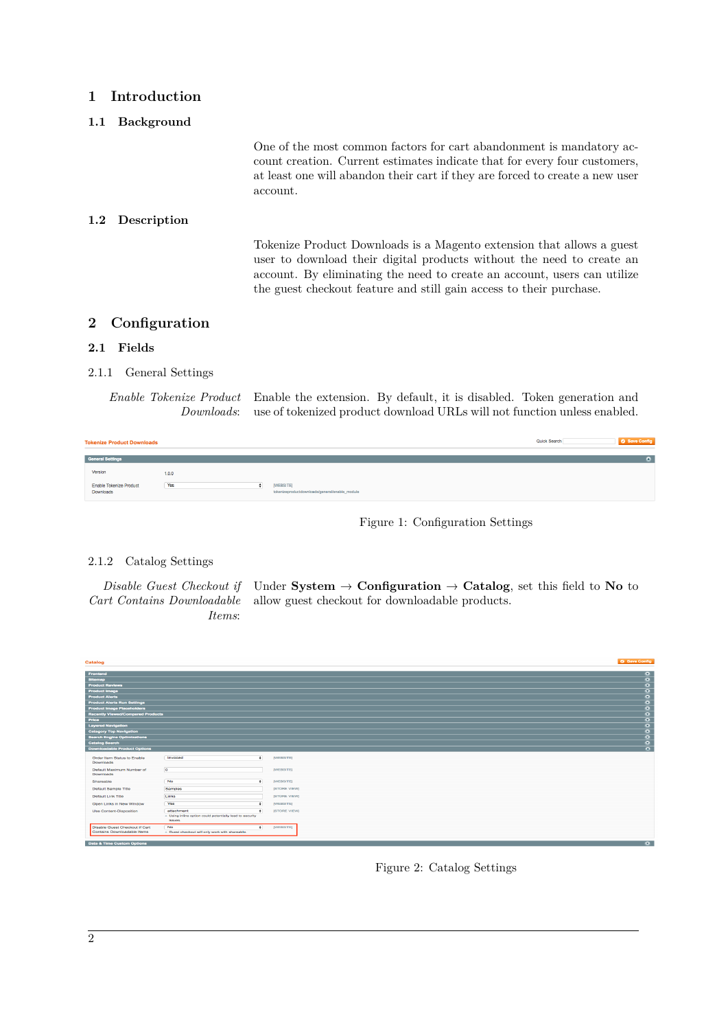# 1 Introduction

## 1.1 Background

One of the most common factors for cart abandonment is mandatory account creation. Current estimates indicate that for every four customers, at least one will abandon their cart if they are forced to create a new user account.

## 1.2 Description

Tokenize Product Downloads is a Magento extension that allows a guest user to download their digital products without the need to create an account. By eliminating the need to create an account, users can utilize the guest checkout feature and still gain access to their purchase.

# 2 Configuration

## 2.1 Fields

### 2.1.1 General Settings

*Enable Tokenize Product Downloads*: Enable the extension. By default, it is disabled. Token generation and use of tokenized product download URLs will not function unless enabled.

Figure 1: Configuration Settings

### 2.1.2 Catalog Settings

*Disable Guest Checkout if Cart Contains Downloadable Items*: Under **System** → **Configuration** → **Catalog**, set this field to **No** to allow guest checkout for downloadable products.

Figure 2: Catalog Settings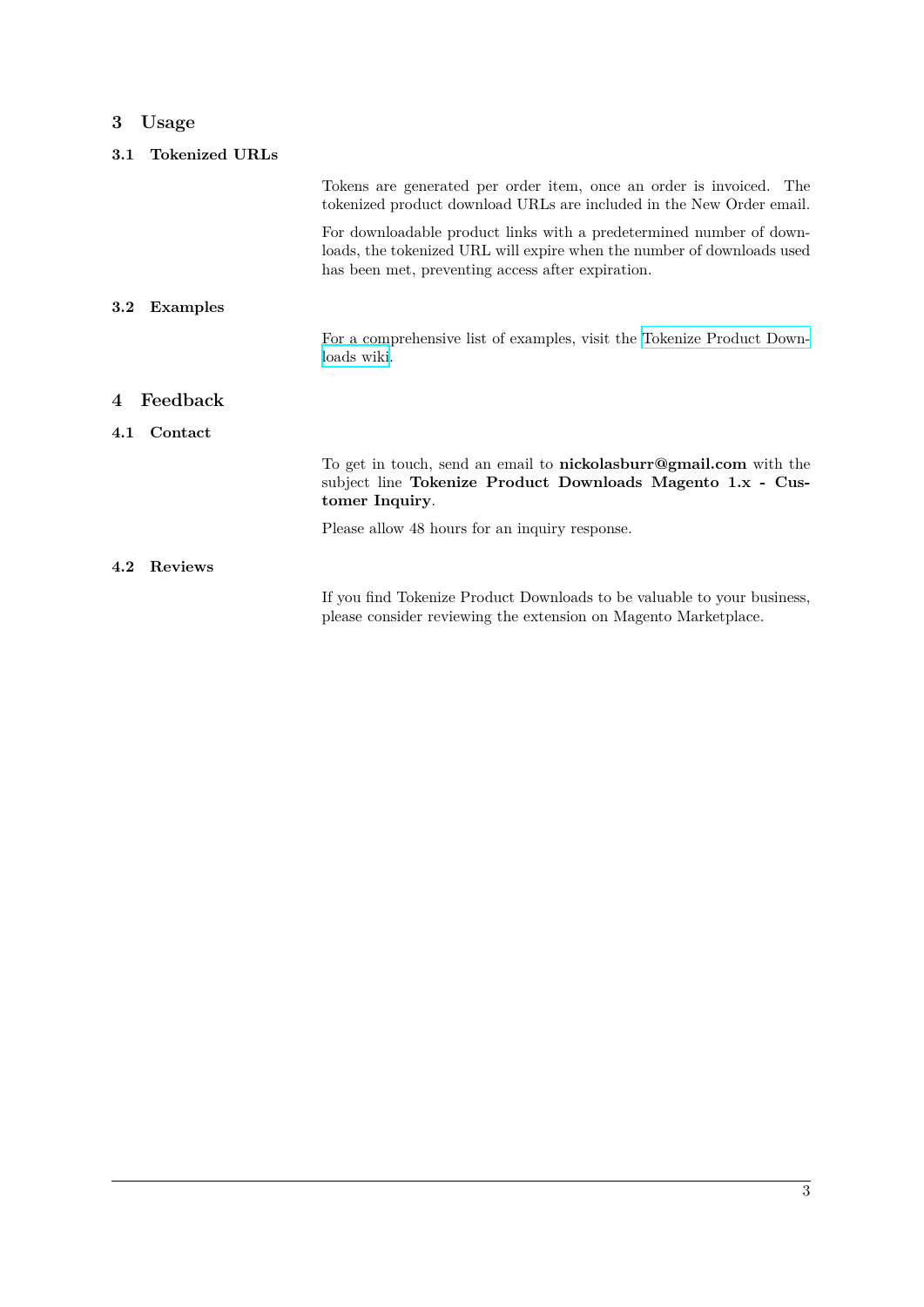# 3 Usage

## 3.1 Tokenized URLs

Tokens are generated per order item, once an order is invoiced. The tokenized product download URLs are included in the New Order email.

For downloadable product links with a predetermined number of downloads, the tokenized URL will expire when the number of downloads used has been met, preventing access after expiration.

## 3.2 Examples

For a comprehensive list of examples, visit the Tokenize Product Downloads wiki.

# 4 Feedback

## 4.1 Contact

To get in touch, send an email to **nickolasburr@gmail.com** with the subject line **Tokenize Product Downloads Magento 1.x - Customer Inquiry**.

Please allow 48 hours for an inquiry response.

## 4.2 Reviews

If you find Tokenize Product Downloads to be valuable to your business, please consider reviewing the extension on Magento Marketplace.